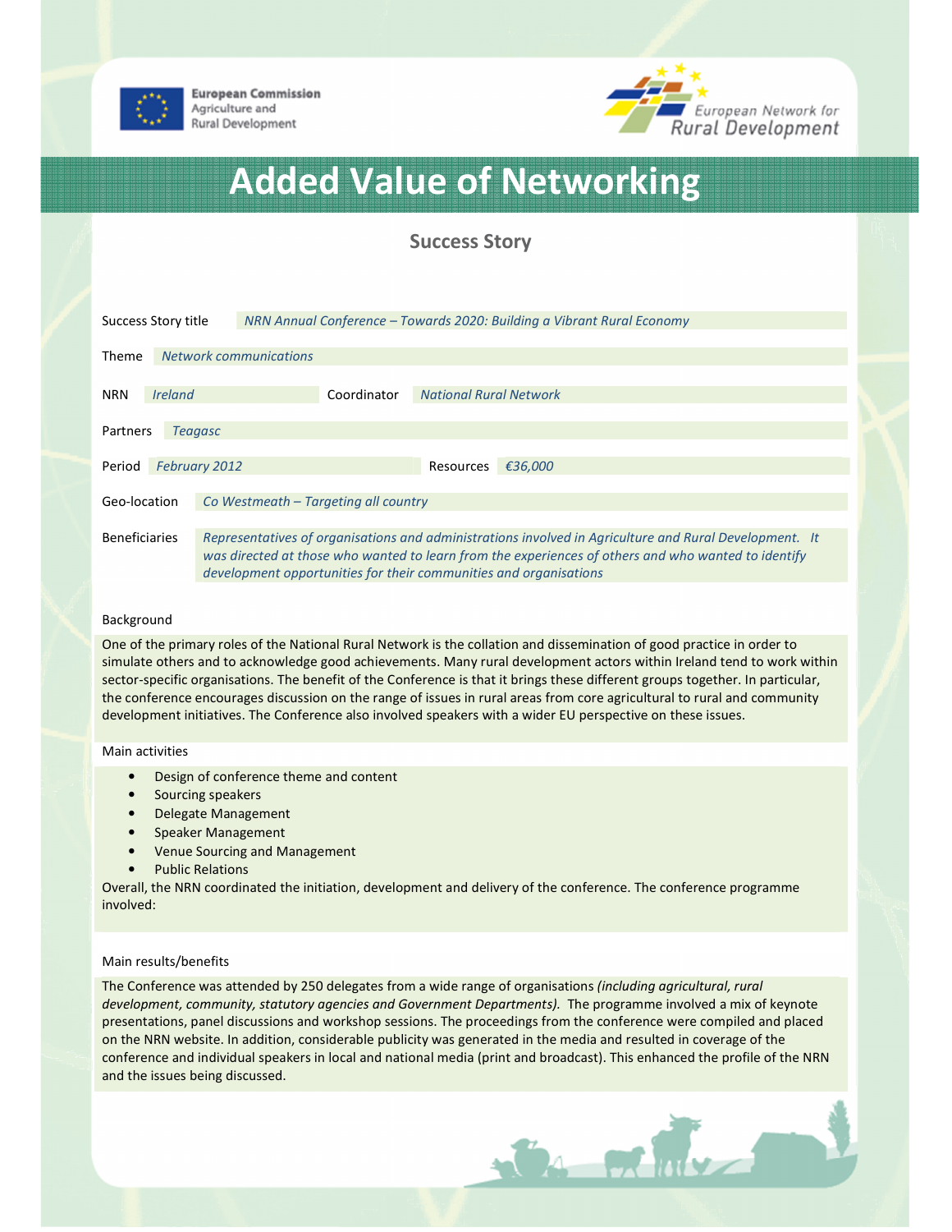European Commission
Agriculture and
Rural Development

European Network for
Rural Development

# Added Value of Networking

## Success Story

| | |
|---|---|
| Success Story title | *NRN Annual Conference – Towards 2020: Building a Vibrant Rural Economy* |
| Theme | *Network communications* |
| NRN | *Ireland* |
| Coordinator | *National Rural Network* |
| Partners | *Teagasc* |
| Period | *February 2012* |
| Resources | *€36,000* |
| Geo-location | *Co Westmeath – Targeting all country* |
| Beneficiaries | *Representatives of organisations and administrations involved in Agriculture and Rural Development. It was directed at those who wanted to learn from the experiences of others and who wanted to identify development opportunities for their communities and organisations* |

### Background

One of the primary roles of the National Rural Network is the collation and dissemination of good practice in order to simulate others and to acknowledge good achievements. Many rural development actors within Ireland tend to work within sector-specific organisations. The benefit of the Conference is that it brings these different groups together. In particular, the conference encourages discussion on the range of issues in rural areas from core agricultural to rural and community development initiatives. The Conference also involved speakers with a wider EU perspective on these issues.

### Main activities

- Design of conference theme and content
- Sourcing speakers
- Delegate Management
- Speaker Management
- Venue Sourcing and Management
- Public Relations

Overall, the NRN coordinated the initiation, development and delivery of the conference. The conference programme involved:

### Main results/benefits

The Conference was attended by 250 delegates from a wide range of organisations *(including agricultural, rural development, community, statutory agencies and Government Departments).* The programme involved a mix of keynote presentations, panel discussions and workshop sessions. The proceedings from the conference were compiled and placed on the NRN website. In addition, considerable publicity was generated in the media and resulted in coverage of the conference and individual speakers in local and national media (print and broadcast). This enhanced the profile of the NRN and the issues being discussed.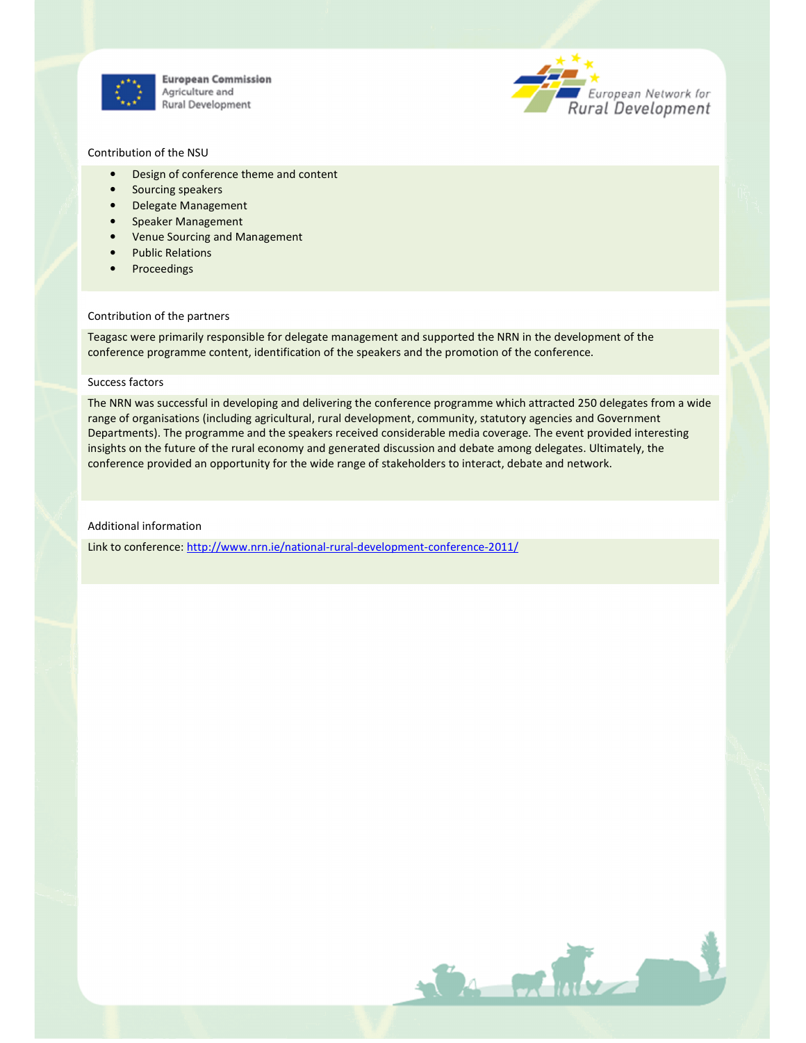Contribution of the NSU

- Design of conference theme and content
- Sourcing speakers
- Delegate Management
- Speaker Management
- Venue Sourcing and Management
- Public Relations
- Proceedings

Contribution of the partners

Teagasc were primarily responsible for delegate management and supported the NRN in the development of the conference programme content, identification of the speakers and the promotion of the conference.

Success factors

The NRN was successful in developing and delivering the conference programme which attracted 250 delegates from a wide range of organisations (including agricultural, rural development, community, statutory agencies and Government Departments). The programme and the speakers received considerable media coverage. The event provided interesting insights on the future of the rural economy and generated discussion and debate among delegates. Ultimately, the conference provided an opportunity for the wide range of stakeholders to interact, debate and network.

Additional information

Link to conference: http://www.nrn.ie/national-rural-development-conference-2011/